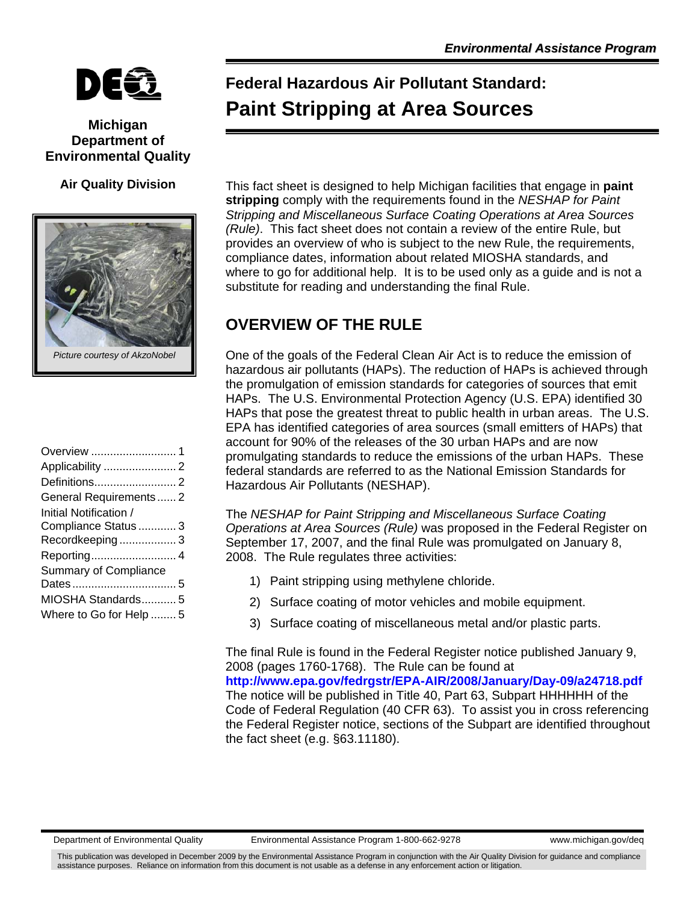Michigan Department of Environmental Quality

**Air Quality Division**

*Picture courtesy of AkzoNobel*

| | |
|---|---|
| Overview | 1 |
| Applicability | 2 |
| Definitions | 2 |
| General Requirements | 2 |
| Initial Notification / Compliance Status | 3 |
| Recordkeeping | 3 |
| Reporting | 4 |
| Summary of Compliance Dates | 5 |
| MIOSHA Standards | 5 |
| Where to Go for Help | 5 |

# Federal Hazardous Air Pollutant Standard: Paint Stripping at Area Sources

This fact sheet is designed to help Michigan facilities that engage in **paint stripping** comply with the requirements found in the *NESHAP for Paint Stripping and Miscellaneous Surface Coating Operations at Area Sources (Rule)*. This fact sheet does not contain a review of the entire Rule, but provides an overview of who is subject to the new Rule, the requirements, compliance dates, information about related MIOSHA standards, and where to go for additional help. It is to be used only as a guide and is not a substitute for reading and understanding the final Rule.

## OVERVIEW OF THE RULE

One of the goals of the Federal Clean Air Act is to reduce the emission of hazardous air pollutants (HAPs). The reduction of HAPs is achieved through the promulgation of emission standards for categories of sources that emit HAPs. The U.S. Environmental Protection Agency (U.S. EPA) identified 30 HAPs that pose the greatest threat to public health in urban areas. The U.S. EPA has identified categories of area sources (small emitters of HAPs) that account for 90% of the releases of the 30 urban HAPs and are now promulgating standards to reduce the emissions of the urban HAPs. These federal standards are referred to as the National Emission Standards for Hazardous Air Pollutants (NESHAP).

The *NESHAP for Paint Stripping and Miscellaneous Surface Coating Operations at Area Sources (Rule)* was proposed in the Federal Register on September 17, 2007, and the final Rule was promulgated on January 8, 2008. The Rule regulates three activities:

1) Paint stripping using methylene chloride.
2) Surface coating of motor vehicles and mobile equipment.
3) Surface coating of miscellaneous metal and/or plastic parts.

The final Rule is found in the Federal Register notice published January 9, 2008 (pages 1760-1768). The Rule can be found at **http://www.epa.gov/fedrgstr/EPA-AIR/2008/January/Day-09/a24718.pdf** The notice will be published in Title 40, Part 63, Subpart HHHHHH of the Code of Federal Regulation (40 CFR 63). To assist you in cross referencing the Federal Register notice, sections of the Subpart are identified throughout the fact sheet (e.g. §63.11180).

This publication was developed in December 2009 by the Environmental Assistance Program in conjunction with the Air Quality Division for guidance and compliance assistance purposes. Reliance on information from this document is not usable as a defense in any enforcement action or litigation.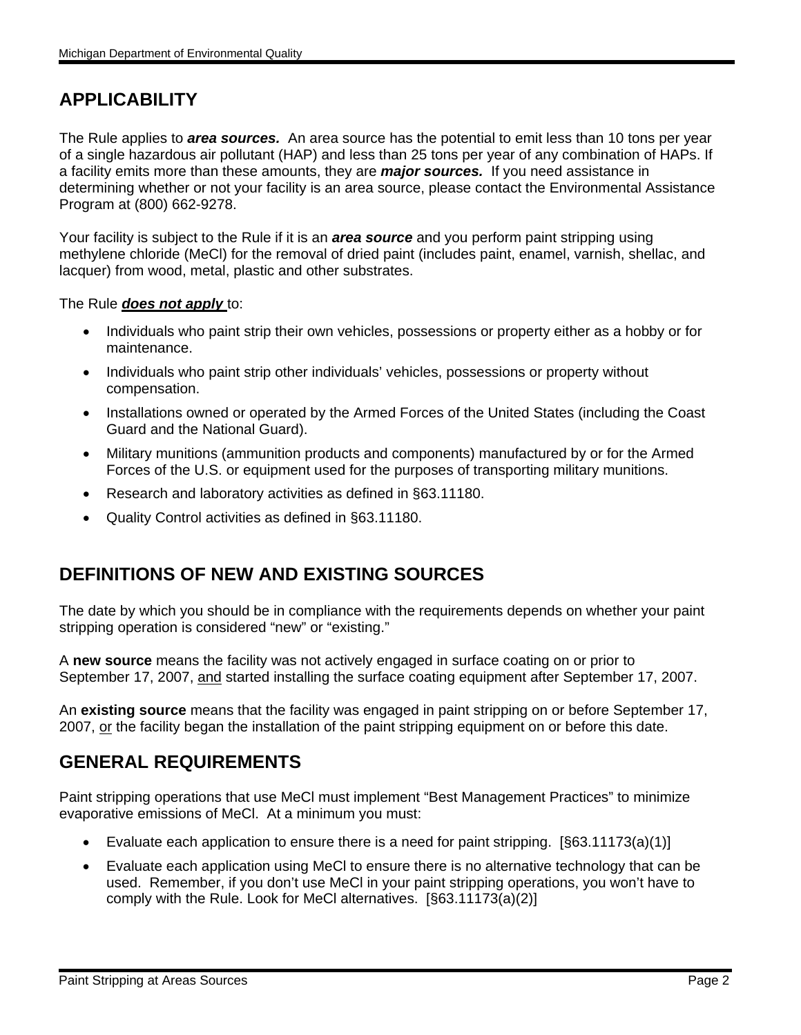## APPLICABILITY

The Rule applies to ***area sources.*** An area source has the potential to emit less than 10 tons per year of a single hazardous air pollutant (HAP) and less than 25 tons per year of any combination of HAPs. If a facility emits more than these amounts, they are ***major sources.*** If you need assistance in determining whether or not your facility is an area source, please contact the Environmental Assistance Program at (800) 662-9278.

Your facility is subject to the Rule if it is an ***area source*** and you perform paint stripping using methylene chloride (MeCl) for the removal of dried paint (includes paint, enamel, varnish, shellac, and lacquer) from wood, metal, plastic and other substrates.

The Rule ***does not apply*** to:

- Individuals who paint strip their own vehicles, possessions or property either as a hobby or for maintenance.
- Individuals who paint strip other individuals' vehicles, possessions or property without compensation.
- Installations owned or operated by the Armed Forces of the United States (including the Coast Guard and the National Guard).
- Military munitions (ammunition products and components) manufactured by or for the Armed Forces of the U.S. or equipment used for the purposes of transporting military munitions.
- Research and laboratory activities as defined in §63.11180.
- Quality Control activities as defined in §63.11180.

## DEFINITIONS OF NEW AND EXISTING SOURCES

The date by which you should be in compliance with the requirements depends on whether your paint stripping operation is considered "new" or "existing."

A **new source** means the facility was not actively engaged in surface coating on or prior to September 17, 2007, and started installing the surface coating equipment after September 17, 2007.

An **existing source** means that the facility was engaged in paint stripping on or before September 17, 2007, or the facility began the installation of the paint stripping equipment on or before this date.

## GENERAL REQUIREMENTS

Paint stripping operations that use MeCl must implement "Best Management Practices" to minimize evaporative emissions of MeCl. At a minimum you must:

- Evaluate each application to ensure there is a need for paint stripping. [§63.11173(a)(1)]
- Evaluate each application using MeCl to ensure there is no alternative technology that can be used. Remember, if you don't use MeCl in your paint stripping operations, you won't have to comply with the Rule. Look for MeCl alternatives. [§63.11173(a)(2)]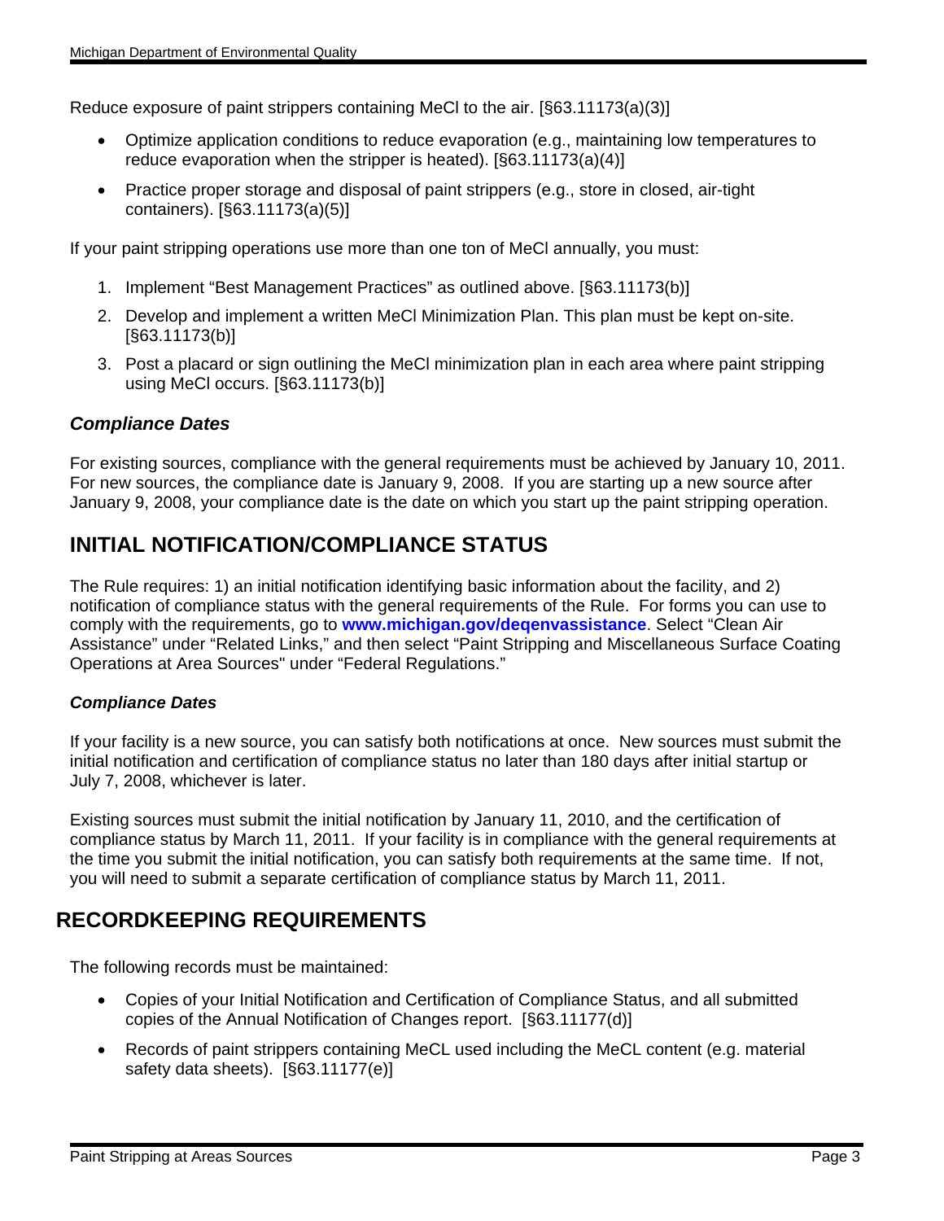Reduce exposure of paint strippers containing MeCl to the air. [§63.11173(a)(3)]

- Optimize application conditions to reduce evaporation (e.g., maintaining low temperatures to reduce evaporation when the stripper is heated). [§63.11173(a)(4)]
- Practice proper storage and disposal of paint strippers (e.g., store in closed, air-tight containers). [§63.11173(a)(5)]

If your paint stripping operations use more than one ton of MeCl annually, you must:

1. Implement "Best Management Practices" as outlined above. [§63.11173(b)]
2. Develop and implement a written MeCl Minimization Plan. This plan must be kept on-site. [§63.11173(b)]
3. Post a placard or sign outlining the MeCl minimization plan in each area where paint stripping using MeCl occurs. [§63.11173(b)]

### *Compliance Dates*

For existing sources, compliance with the general requirements must be achieved by January 10, 2011. For new sources, the compliance date is January 9, 2008. If you are starting up a new source after January 9, 2008, your compliance date is the date on which you start up the paint stripping operation.

## INITIAL NOTIFICATION/COMPLIANCE STATUS

The Rule requires: 1) an initial notification identifying basic information about the facility, and 2) notification of compliance status with the general requirements of the Rule. For forms you can use to comply with the requirements, go to **www.michigan.gov/deqenvassistance**. Select "Clean Air Assistance" under "Related Links," and then select "Paint Stripping and Miscellaneous Surface Coating Operations at Area Sources" under "Federal Regulations."

### *Compliance Dates*

If your facility is a new source, you can satisfy both notifications at once. New sources must submit the initial notification and certification of compliance status no later than 180 days after initial startup or July 7, 2008, whichever is later.

Existing sources must submit the initial notification by January 11, 2010, and the certification of compliance status by March 11, 2011. If your facility is in compliance with the general requirements at the time you submit the initial notification, you can satisfy both requirements at the same time. If not, you will need to submit a separate certification of compliance status by March 11, 2011.

## RECORDKEEPING REQUIREMENTS

The following records must be maintained:

- Copies of your Initial Notification and Certification of Compliance Status, and all submitted copies of the Annual Notification of Changes report. [§63.11177(d)]
- Records of paint strippers containing MeCL used including the MeCL content (e.g. material safety data sheets). [§63.11177(e)]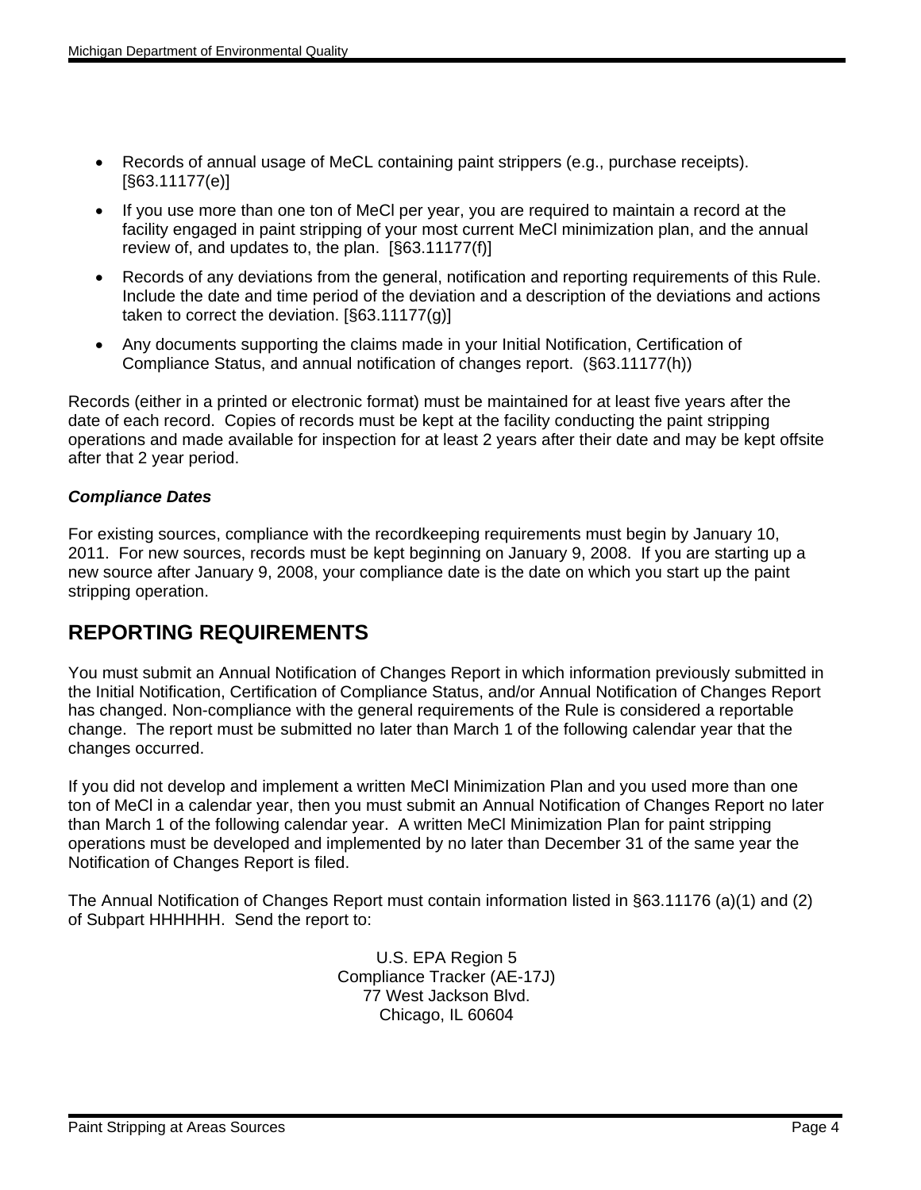- Records of annual usage of MeCL containing paint strippers (e.g., purchase receipts). [§63.11177(e)]
- If you use more than one ton of MeCl per year, you are required to maintain a record at the facility engaged in paint stripping of your most current MeCl minimization plan, and the annual review of, and updates to, the plan. [§63.11177(f)]
- Records of any deviations from the general, notification and reporting requirements of this Rule. Include the date and time period of the deviation and a description of the deviations and actions taken to correct the deviation. [§63.11177(g)]
- Any documents supporting the claims made in your Initial Notification, Certification of Compliance Status, and annual notification of changes report. (§63.11177(h))

Records (either in a printed or electronic format) must be maintained for at least five years after the date of each record. Copies of records must be kept at the facility conducting the paint stripping operations and made available for inspection for at least 2 years after their date and may be kept offsite after that 2 year period.

***Compliance Dates***

For existing sources, compliance with the recordkeeping requirements must begin by January 10, 2011. For new sources, records must be kept beginning on January 9, 2008. If you are starting up a new source after January 9, 2008, your compliance date is the date on which you start up the paint stripping operation.

## REPORTING REQUIREMENTS

You must submit an Annual Notification of Changes Report in which information previously submitted in the Initial Notification, Certification of Compliance Status, and/or Annual Notification of Changes Report has changed. Non-compliance with the general requirements of the Rule is considered a reportable change. The report must be submitted no later than March 1 of the following calendar year that the changes occurred.

If you did not develop and implement a written MeCl Minimization Plan and you used more than one ton of MeCl in a calendar year, then you must submit an Annual Notification of Changes Report no later than March 1 of the following calendar year. A written MeCl Minimization Plan for paint stripping operations must be developed and implemented by no later than December 31 of the same year the Notification of Changes Report is filed.

The Annual Notification of Changes Report must contain information listed in §63.11176 (a)(1) and (2) of Subpart HHHHHH. Send the report to:

U.S. EPA Region 5
Compliance Tracker (AE-17J)
77 West Jackson Blvd.
Chicago, IL 60604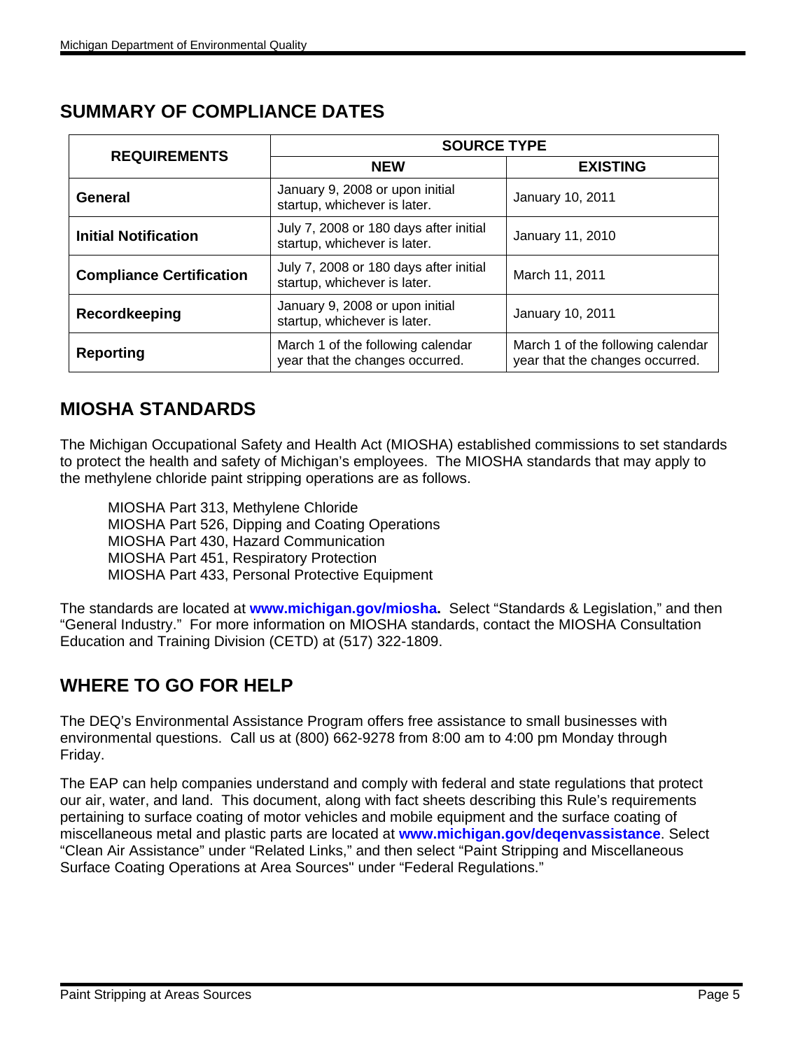## SUMMARY OF COMPLIANCE DATES

| REQUIREMENTS | SOURCE TYPE | |
|---|---|---|
| | **NEW** | **EXISTING** |
| **General** | January 9, 2008 or upon initial startup, whichever is later. | January 10, 2011 |
| **Initial Notification** | July 7, 2008 or 180 days after initial startup, whichever is later. | January 11, 2010 |
| **Compliance Certification** | July 7, 2008 or 180 days after initial startup, whichever is later. | March 11, 2011 |
| **Recordkeeping** | January 9, 2008 or upon initial startup, whichever is later. | January 10, 2011 |
| **Reporting** | March 1 of the following calendar year that the changes occurred. | March 1 of the following calendar year that the changes occurred. |

## MIOSHA STANDARDS

The Michigan Occupational Safety and Health Act (MIOSHA) established commissions to set standards to protect the health and safety of Michigan's employees. The MIOSHA standards that may apply to the methylene chloride paint stripping operations are as follows.

MIOSHA Part 313, Methylene Chloride
MIOSHA Part 526, Dipping and Coating Operations
MIOSHA Part 430, Hazard Communication
MIOSHA Part 451, Respiratory Protection
MIOSHA Part 433, Personal Protective Equipment

The standards are located at **www.michigan.gov/miosha.** Select "Standards & Legislation," and then "General Industry." For more information on MIOSHA standards, contact the MIOSHA Consultation Education and Training Division (CETD) at (517) 322-1809.

## WHERE TO GO FOR HELP

The DEQ's Environmental Assistance Program offers free assistance to small businesses with environmental questions. Call us at (800) 662-9278 from 8:00 am to 4:00 pm Monday through Friday.

The EAP can help companies understand and comply with federal and state regulations that protect our air, water, and land. This document, along with fact sheets describing this Rule's requirements pertaining to surface coating of motor vehicles and mobile equipment and the surface coating of miscellaneous metal and plastic parts are located at **www.michigan.gov/deqenvassistance**. Select "Clean Air Assistance" under "Related Links," and then select "Paint Stripping and Miscellaneous Surface Coating Operations at Area Sources" under "Federal Regulations."